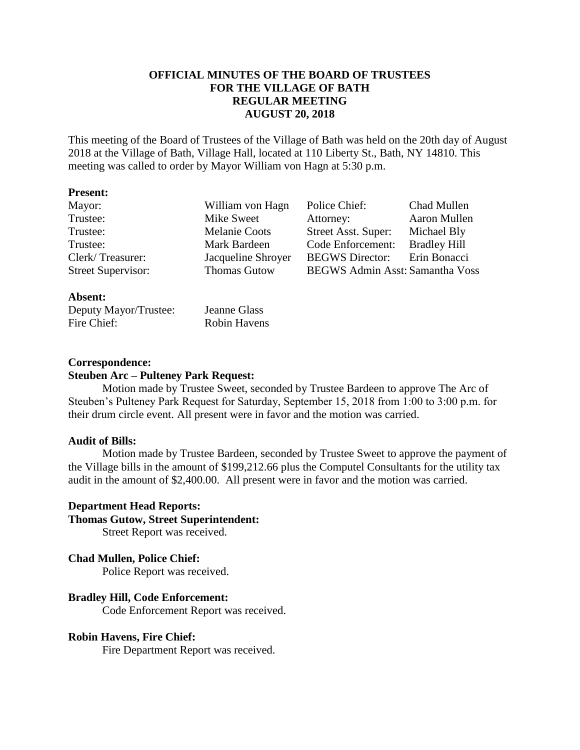# OFFICIAL MINUTES OF THE BOARD OF TRUSTEES FOR THE VILLAGE OF BATH REGULAR MEETING AUGUST 20, 2018

This meeting of the Board of Trustees of the Village of Bath was held on the 20th day of August 2018 at the Village of Bath, Village Hall, located at 110 Liberty St., Bath, NY 14810. This meeting was called to order by Mayor William von Hagn at 5:30 p.m.

**Present:**

| | | | |
|---|---|---|---|
| Mayor: | William von Hagn | Police Chief: | Chad Mullen |
| Trustee: | Mike Sweet | Attorney: | Aaron Mullen |
| Trustee: | Melanie Coots | Street Asst. Super: | Michael Bly |
| Trustee: | Mark Bardeen | Code Enforcement: | Bradley Hill |
| Clerk/ Treasurer: | Jacqueline Shroyer | BEGWS Director: | Erin Bonacci |
| Street Supervisor: | Thomas Gutow | BEGWS Admin Asst: | Samantha Voss |

**Absent:**

| | |
|---|---|
| Deputy Mayor/Trustee: | Jeanne Glass |
| Fire Chief: | Robin Havens |

**Correspondence:**

**Steuben Arc – Pulteney Park Request:**

Motion made by Trustee Sweet, seconded by Trustee Bardeen to approve The Arc of Steuben's Pulteney Park Request for Saturday, September 15, 2018 from 1:00 to 3:00 p.m. for their drum circle event. All present were in favor and the motion was carried.

**Audit of Bills:**

Motion made by Trustee Bardeen, seconded by Trustee Sweet to approve the payment of the Village bills in the amount of $199,212.66 plus the Computel Consultants for the utility tax audit in the amount of $2,400.00. All present were in favor and the motion was carried.

**Department Head Reports:**

**Thomas Gutow, Street Superintendent:**

Street Report was received.

**Chad Mullen, Police Chief:**

Police Report was received.

**Bradley Hill, Code Enforcement:**

Code Enforcement Report was received.

**Robin Havens, Fire Chief:**

Fire Department Report was received.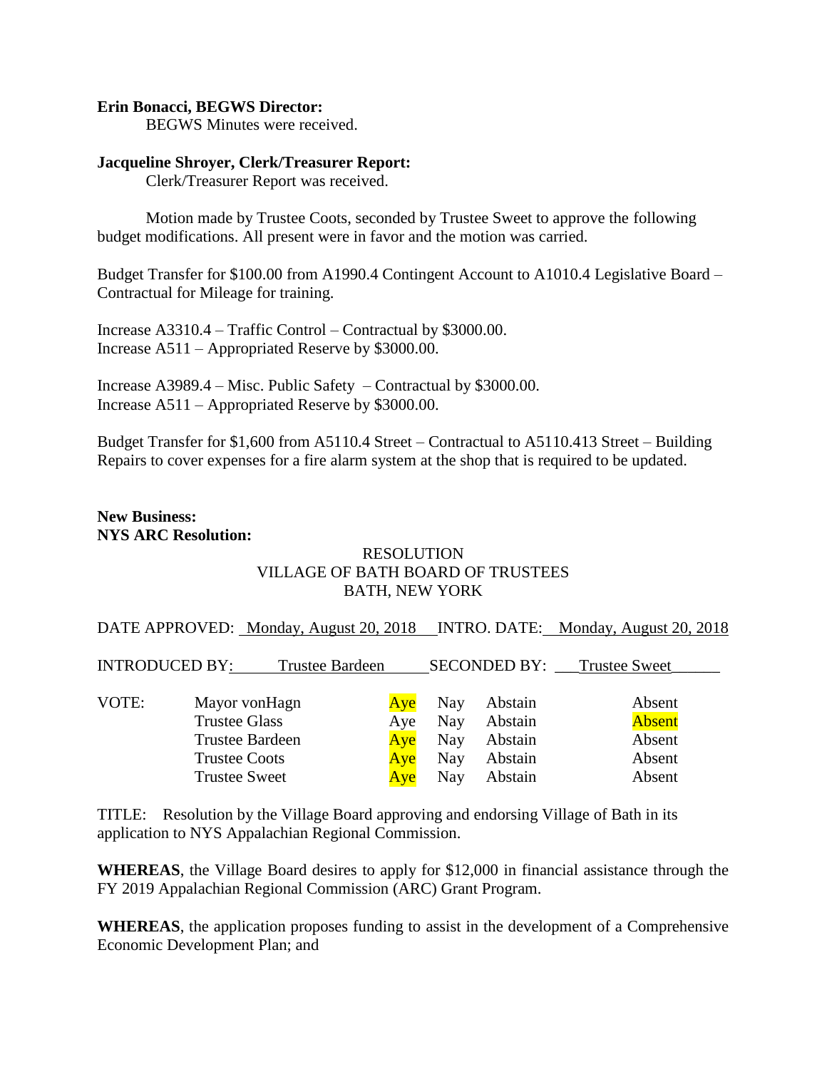**Erin Bonacci, BEGWS Director:**

BEGWS Minutes were received.

**Jacqueline Shroyer, Clerk/Treasurer Report:**

Clerk/Treasurer Report was received.

Motion made by Trustee Coots, seconded by Trustee Sweet to approve the following budget modifications. All present were in favor and the motion was carried.

Budget Transfer for $100.00 from A1990.4 Contingent Account to A1010.4 Legislative Board – Contractual for Mileage for training.

Increase A3310.4 – Traffic Control – Contractual by $3000.00.
Increase A511 – Appropriated Reserve by $3000.00.

Increase A3989.4 – Misc. Public Safety – Contractual by $3000.00.
Increase A511 – Appropriated Reserve by $3000.00.

Budget Transfer for $1,600 from A5110.4 Street – Contractual to A5110.413 Street – Building Repairs to cover expenses for a fire alarm system at the shop that is required to be updated.

**New Business:**
**NYS ARC Resolution:**

RESOLUTION
VILLAGE OF BATH BOARD OF TRUSTEES
BATH, NEW YORK

DATE APPROVED: Monday, August 20, 2018 INTRO. DATE: Monday, August 20, 2018

INTRODUCED BY: Trustee Bardeen SECONDED BY: Trustee Sweet

| VOTE: | | | | | |
|---|---|---|---|---|---|
| | Mayor vonHagn | **Aye** | Nay | Abstain | Absent |
| | Trustee Glass | Aye | Nay | Abstain | **Absent** |
| | Trustee Bardeen | **Aye** | Nay | Abstain | Absent |
| | Trustee Coots | **Aye** | Nay | Abstain | Absent |
| | Trustee Sweet | **Aye** | Nay | Abstain | Absent |

TITLE: Resolution by the Village Board approving and endorsing Village of Bath in its application to NYS Appalachian Regional Commission.

**WHEREAS**, the Village Board desires to apply for $12,000 in financial assistance through the FY 2019 Appalachian Regional Commission (ARC) Grant Program.

**WHEREAS**, the application proposes funding to assist in the development of a Comprehensive Economic Development Plan; and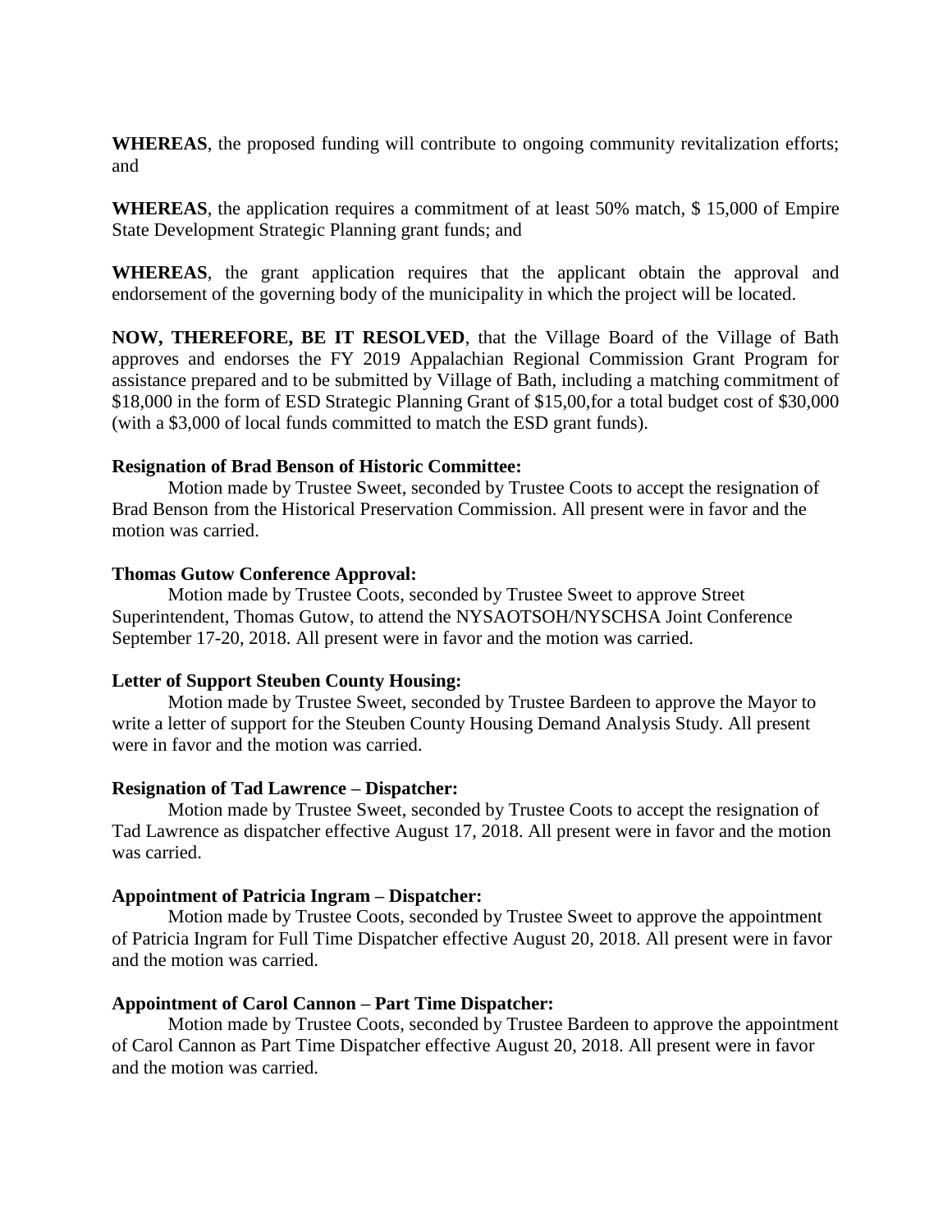**WHEREAS**, the proposed funding will contribute to ongoing community revitalization efforts; and

**WHEREAS**, the application requires a commitment of at least 50% match, $ 15,000 of Empire State Development Strategic Planning grant funds; and

**WHEREAS**, the grant application requires that the applicant obtain the approval and endorsement of the governing body of the municipality in which the project will be located.

**NOW, THEREFORE, BE IT RESOLVED**, that the Village Board of the Village of Bath approves and endorses the FY 2019 Appalachian Regional Commission Grant Program for assistance prepared and to be submitted by Village of Bath, including a matching commitment of $18,000 in the form of ESD Strategic Planning Grant of $15,00,for a total budget cost of $30,000 (with a $3,000 of local funds committed to match the ESD grant funds).

**Resignation of Brad Benson of Historic Committee:**

Motion made by Trustee Sweet, seconded by Trustee Coots to accept the resignation of Brad Benson from the Historical Preservation Commission. All present were in favor and the motion was carried.

**Thomas Gutow Conference Approval:**

Motion made by Trustee Coots, seconded by Trustee Sweet to approve Street Superintendent, Thomas Gutow, to attend the NYSAOTSOH/NYSCHSA Joint Conference September 17-20, 2018. All present were in favor and the motion was carried.

**Letter of Support Steuben County Housing:**

Motion made by Trustee Sweet, seconded by Trustee Bardeen to approve the Mayor to write a letter of support for the Steuben County Housing Demand Analysis Study. All present were in favor and the motion was carried.

**Resignation of Tad Lawrence – Dispatcher:**

Motion made by Trustee Sweet, seconded by Trustee Coots to accept the resignation of Tad Lawrence as dispatcher effective August 17, 2018. All present were in favor and the motion was carried.

**Appointment of Patricia Ingram – Dispatcher:**

Motion made by Trustee Coots, seconded by Trustee Sweet to approve the appointment of Patricia Ingram for Full Time Dispatcher effective August 20, 2018. All present were in favor and the motion was carried.

**Appointment of Carol Cannon – Part Time Dispatcher:**

Motion made by Trustee Coots, seconded by Trustee Bardeen to approve the appointment of Carol Cannon as Part Time Dispatcher effective August 20, 2018. All present were in favor and the motion was carried.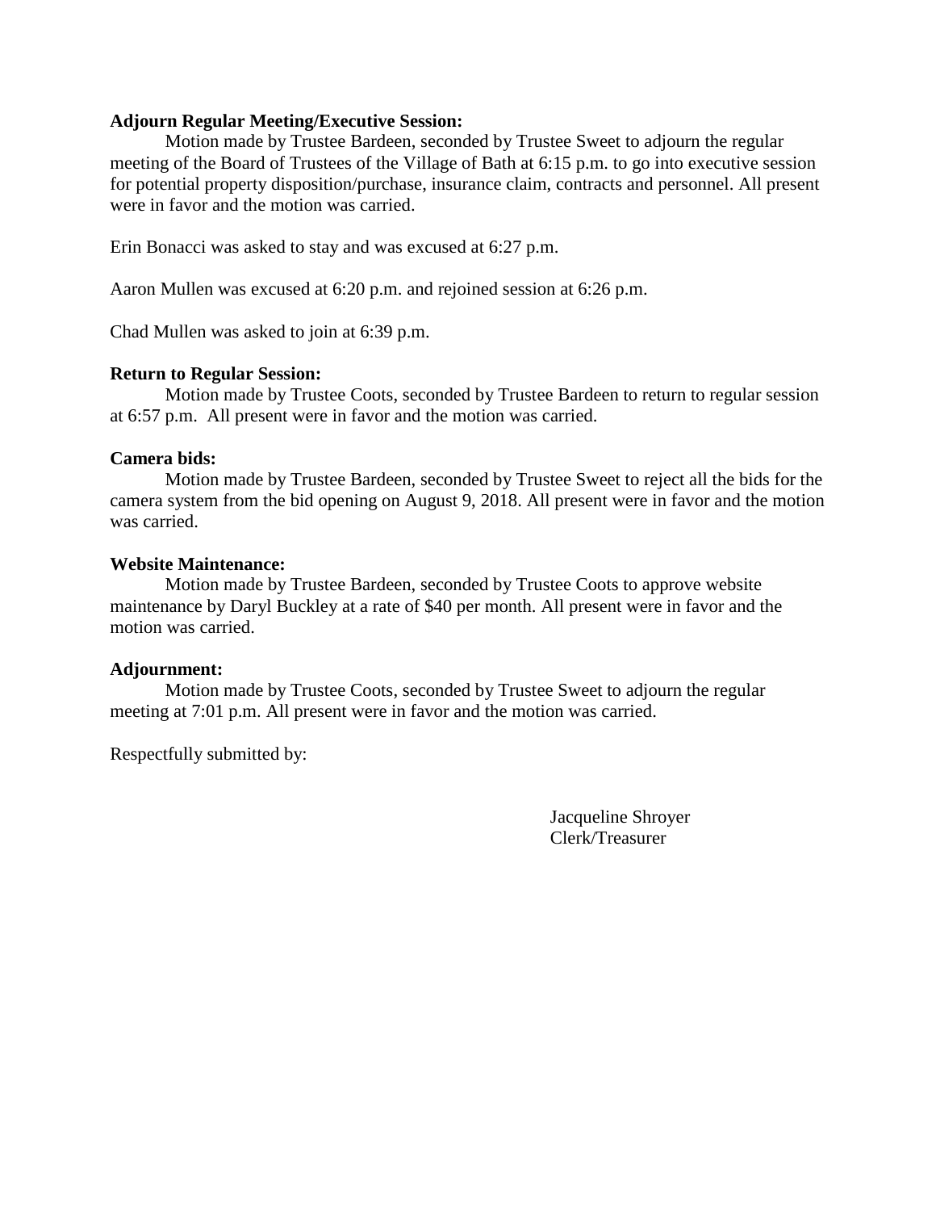**Adjourn Regular Meeting/Executive Session:**

Motion made by Trustee Bardeen, seconded by Trustee Sweet to adjourn the regular meeting of the Board of Trustees of the Village of Bath at 6:15 p.m. to go into executive session for potential property disposition/purchase, insurance claim, contracts and personnel. All present were in favor and the motion was carried.

Erin Bonacci was asked to stay and was excused at 6:27 p.m.

Aaron Mullen was excused at 6:20 p.m. and rejoined session at 6:26 p.m.

Chad Mullen was asked to join at 6:39 p.m.

**Return to Regular Session:**

Motion made by Trustee Coots, seconded by Trustee Bardeen to return to regular session at 6:57 p.m. All present were in favor and the motion was carried.

**Camera bids:**

Motion made by Trustee Bardeen, seconded by Trustee Sweet to reject all the bids for the camera system from the bid opening on August 9, 2018. All present were in favor and the motion was carried.

**Website Maintenance:**

Motion made by Trustee Bardeen, seconded by Trustee Coots to approve website maintenance by Daryl Buckley at a rate of $40 per month. All present were in favor and the motion was carried.

**Adjournment:**

Motion made by Trustee Coots, seconded by Trustee Sweet to adjourn the regular meeting at 7:01 p.m. All present were in favor and the motion was carried.

Respectfully submitted by:

Jacqueline Shroyer
Clerk/Treasurer